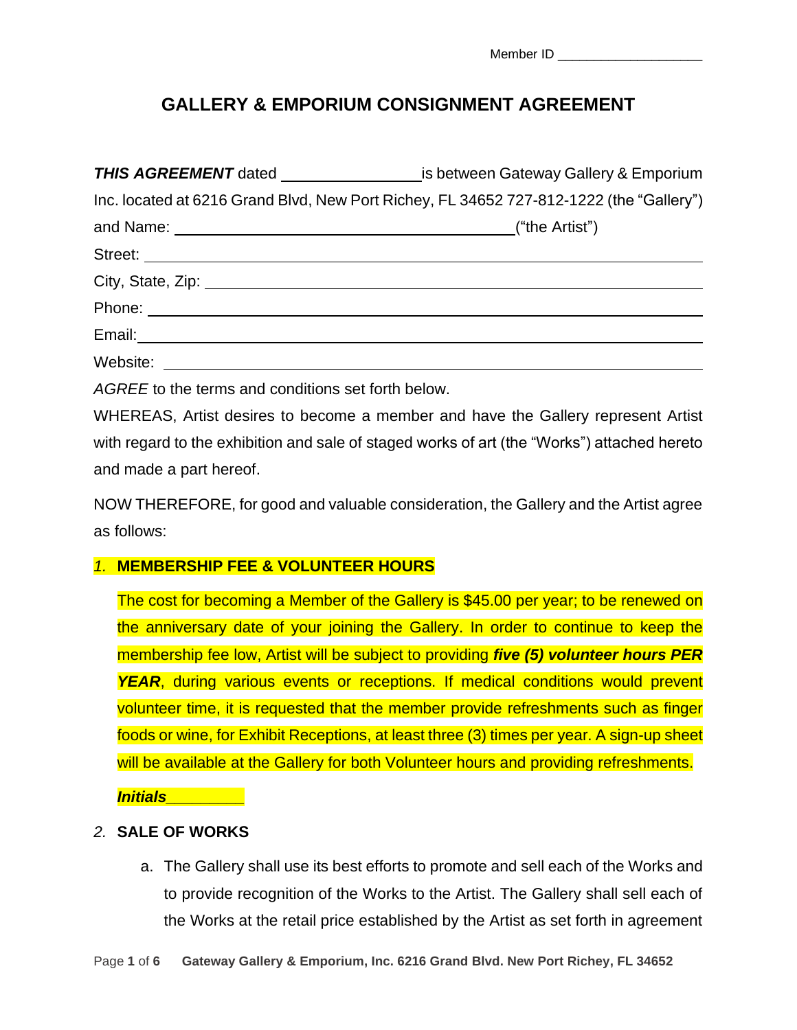Member ID ____________________

# GALLERY & EMPORIUM CONSIGNMENT AGREEMENT

***THIS AGREEMENT*** dated ________________ is between Gateway Gallery & Emporium Inc. located at 6216 Grand Blvd, New Port Richey, FL 34652 727-812-1222 (the "Gallery") and Name: ____________________________________________("the Artist")

Street: ______________________________________________________________

City, State, Zip: _______________________________________________________

Phone: ______________________________________________________________

Email: _______________________________________________________________

Website: _____________________________________________________________

*AGREE* to the terms and conditions set forth below.

WHEREAS, Artist desires to become a member and have the Gallery represent Artist with regard to the exhibition and sale of staged works of art (the "Works") attached hereto and made a part hereof.

NOW THEREFORE, for good and valuable consideration, the Gallery and the Artist agree as follows:

*1.* **MEMBERSHIP FEE & VOLUNTEER HOURS**

The cost for becoming a Member of the Gallery is $45.00 per year; to be renewed on the anniversary date of your joining the Gallery. In order to continue to keep the membership fee low, Artist will be subject to providing ***five (5) volunteer hours PER YEAR***, during various events or receptions. If medical conditions would prevent volunteer time, it is requested that the member provide refreshments such as finger foods or wine, for Exhibit Receptions, at least three (3) times per year. A sign-up sheet will be available at the Gallery for both Volunteer hours and providing refreshments.

***Initials*** _________

*2.* **SALE OF WORKS**

a. The Gallery shall use its best efforts to promote and sell each of the Works and to provide recognition of the Works to the Artist. The Gallery shall sell each of the Works at the retail price established by the Artist as set forth in agreement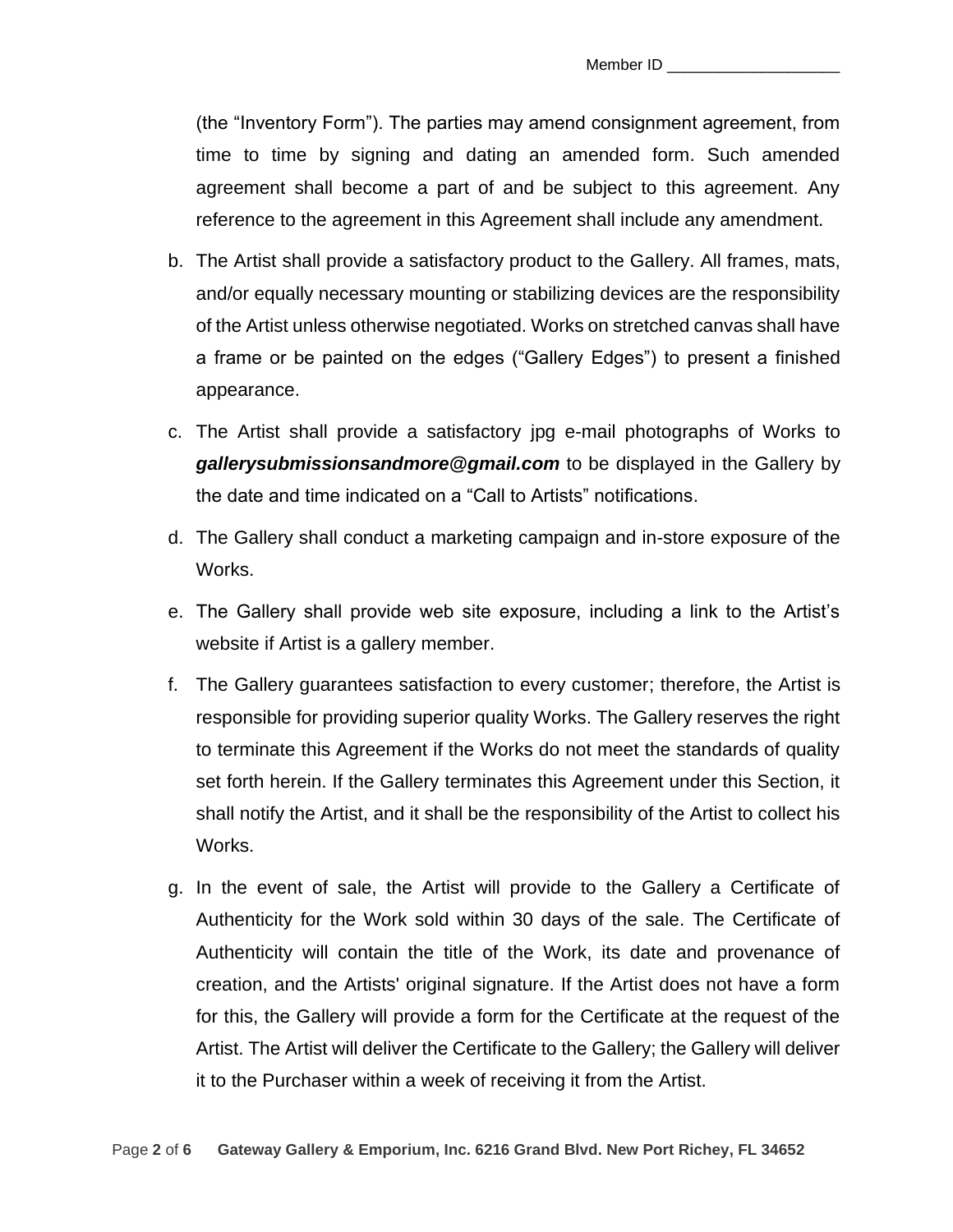(the "Inventory Form"). The parties may amend consignment agreement, from time to time by signing and dating an amended form. Such amended agreement shall become a part of and be subject to this agreement. Any reference to the agreement in this Agreement shall include any amendment.

b. The Artist shall provide a satisfactory product to the Gallery. All frames, mats, and/or equally necessary mounting or stabilizing devices are the responsibility of the Artist unless otherwise negotiated. Works on stretched canvas shall have a frame or be painted on the edges ("Gallery Edges") to present a finished appearance.

c. The Artist shall provide a satisfactory jpg e-mail photographs of Works to ***gallerysubmissionsandmore@gmail.com*** to be displayed in the Gallery by the date and time indicated on a "Call to Artists" notifications.

d. The Gallery shall conduct a marketing campaign and in-store exposure of the Works.

e. The Gallery shall provide web site exposure, including a link to the Artist's website if Artist is a gallery member.

f. The Gallery guarantees satisfaction to every customer; therefore, the Artist is responsible for providing superior quality Works. The Gallery reserves the right to terminate this Agreement if the Works do not meet the standards of quality set forth herein. If the Gallery terminates this Agreement under this Section, it shall notify the Artist, and it shall be the responsibility of the Artist to collect his Works.

g. In the event of sale, the Artist will provide to the Gallery a Certificate of Authenticity for the Work sold within 30 days of the sale. The Certificate of Authenticity will contain the title of the Work, its date and provenance of creation, and the Artists' original signature. If the Artist does not have a form for this, the Gallery will provide a form for the Certificate at the request of the Artist. The Artist will deliver the Certificate to the Gallery; the Gallery will deliver it to the Purchaser within a week of receiving it from the Artist.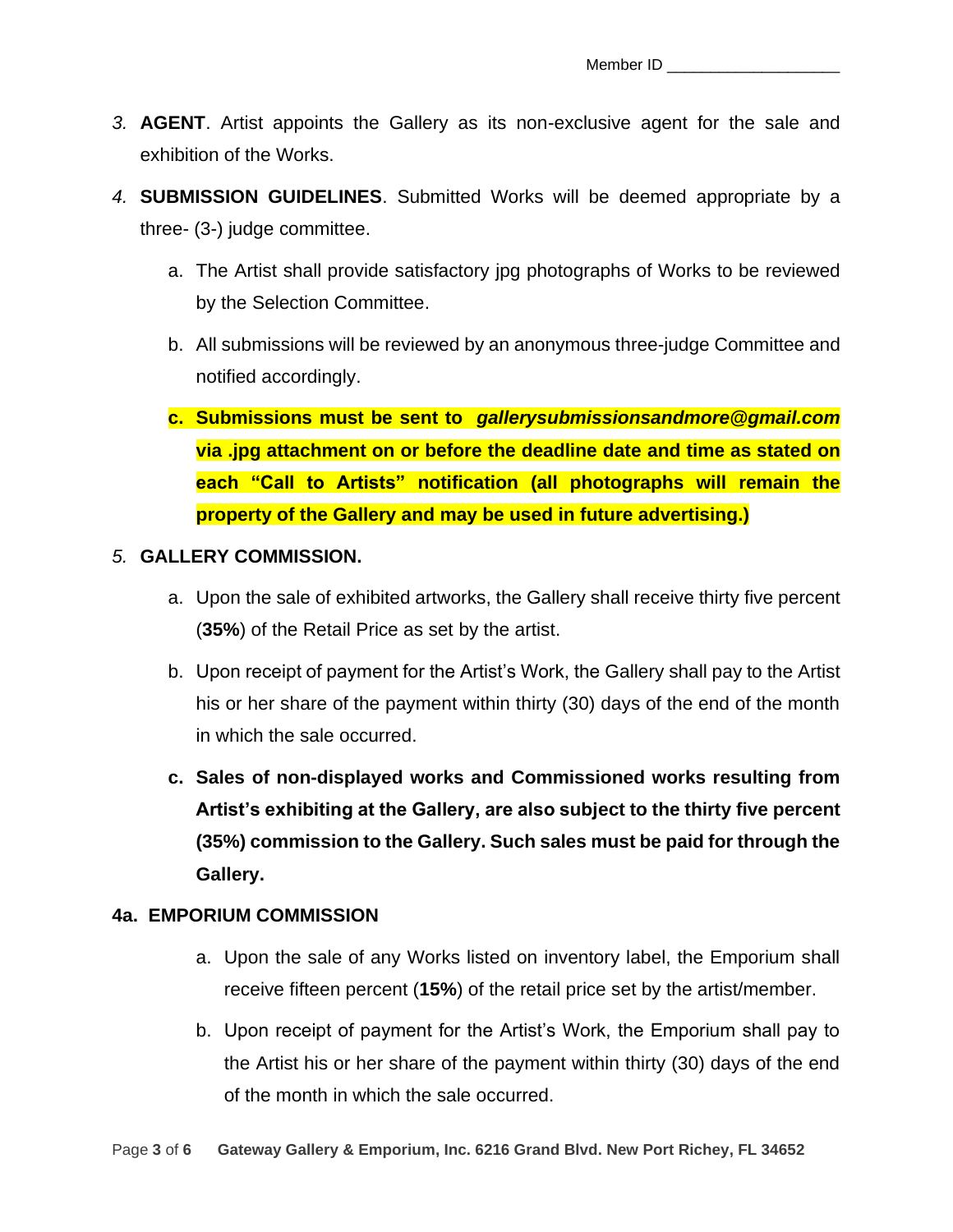Member ID ____________________

3. **AGENT**. Artist appoints the Gallery as its non-exclusive agent for the sale and exhibition of the Works.

4. **SUBMISSION GUIDELINES**. Submitted Works will be deemed appropriate by a three- (3-) judge committee.

   a. The Artist shall provide satisfactory jpg photographs of Works to be reviewed by the Selection Committee.

   b. All submissions will be reviewed by an anonymous three-judge Committee and notified accordingly.

   c. **Submissions must be sent to** ***gallerysubmissionsandmore@gmail.com*** **via .jpg attachment on or before the deadline date and time as stated on each "Call to Artists" notification (all photographs will remain the property of the Gallery and may be used in future advertising.)**

5. **GALLERY COMMISSION.**

   a. Upon the sale of exhibited artworks, the Gallery shall receive thirty five percent (**35%**) of the Retail Price as set by the artist.

   b. Upon receipt of payment for the Artist's Work, the Gallery shall pay to the Artist his or her share of the payment within thirty (30) days of the end of the month in which the sale occurred.

   c. **Sales of non-displayed works and Commissioned works resulting from Artist's exhibiting at the Gallery, are also subject to the thirty five percent (35%) commission to the Gallery. Such sales must be paid for through the Gallery.**

**4a. EMPORIUM COMMISSION**

   a. Upon the sale of any Works listed on inventory label, the Emporium shall receive fifteen percent (**15%**) of the retail price set by the artist/member.

   b. Upon receipt of payment for the Artist's Work, the Emporium shall pay to the Artist his or her share of the payment within thirty (30) days of the end of the month in which the sale occurred.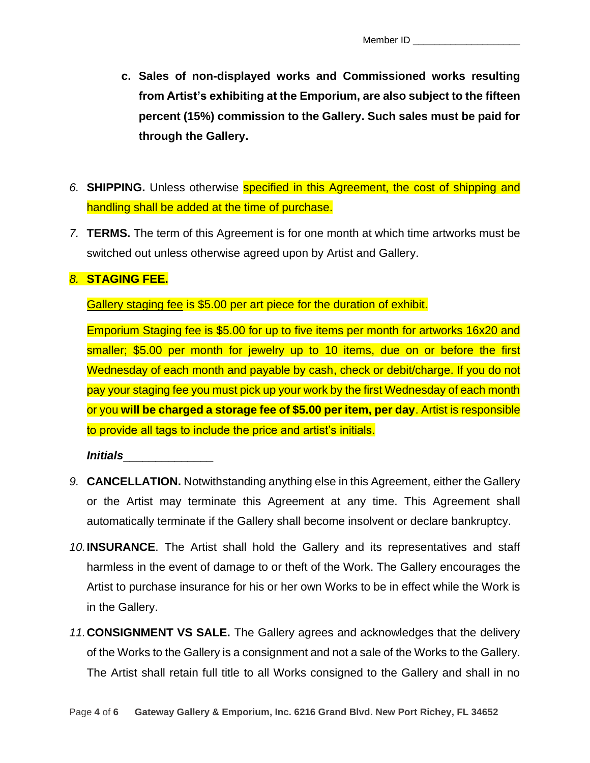Member ID ____________________

**c. Sales of non-displayed works and Commissioned works resulting from Artist's exhibiting at the Emporium, are also subject to the fifteen percent (15%) commission to the Gallery. Such sales must be paid for through the Gallery.**

*6.* **SHIPPING.** Unless otherwise specified in this Agreement, the cost of shipping and handling shall be added at the time of purchase.

*7.* **TERMS.** The term of this Agreement is for one month at which time artworks must be switched out unless otherwise agreed upon by Artist and Gallery.

*8.* **STAGING FEE.**

Gallery staging fee is $5.00 per art piece for the duration of exhibit.

Emporium Staging fee is $5.00 for up to five items per month for artworks 16x20 and smaller; $5.00 per month for jewelry up to 10 items, due on or before the first Wednesday of each month and payable by cash, check or debit/charge. If you do not pay your staging fee you must pick up your work by the first Wednesday of each month or you **will be charged a storage fee of $5.00 per item, per day**. Artist is responsible to provide all tags to include the price and artist's initials.

***Initials***______________

*9.* **CANCELLATION.** Notwithstanding anything else in this Agreement, either the Gallery or the Artist may terminate this Agreement at any time. This Agreement shall automatically terminate if the Gallery shall become insolvent or declare bankruptcy.

*10.* **INSURANCE**. The Artist shall hold the Gallery and its representatives and staff harmless in the event of damage to or theft of the Work. The Gallery encourages the Artist to purchase insurance for his or her own Works to be in effect while the Work is in the Gallery.

*11.* **CONSIGNMENT VS SALE.** The Gallery agrees and acknowledges that the delivery of the Works to the Gallery is a consignment and not a sale of the Works to the Gallery. The Artist shall retain full title to all Works consigned to the Gallery and shall in no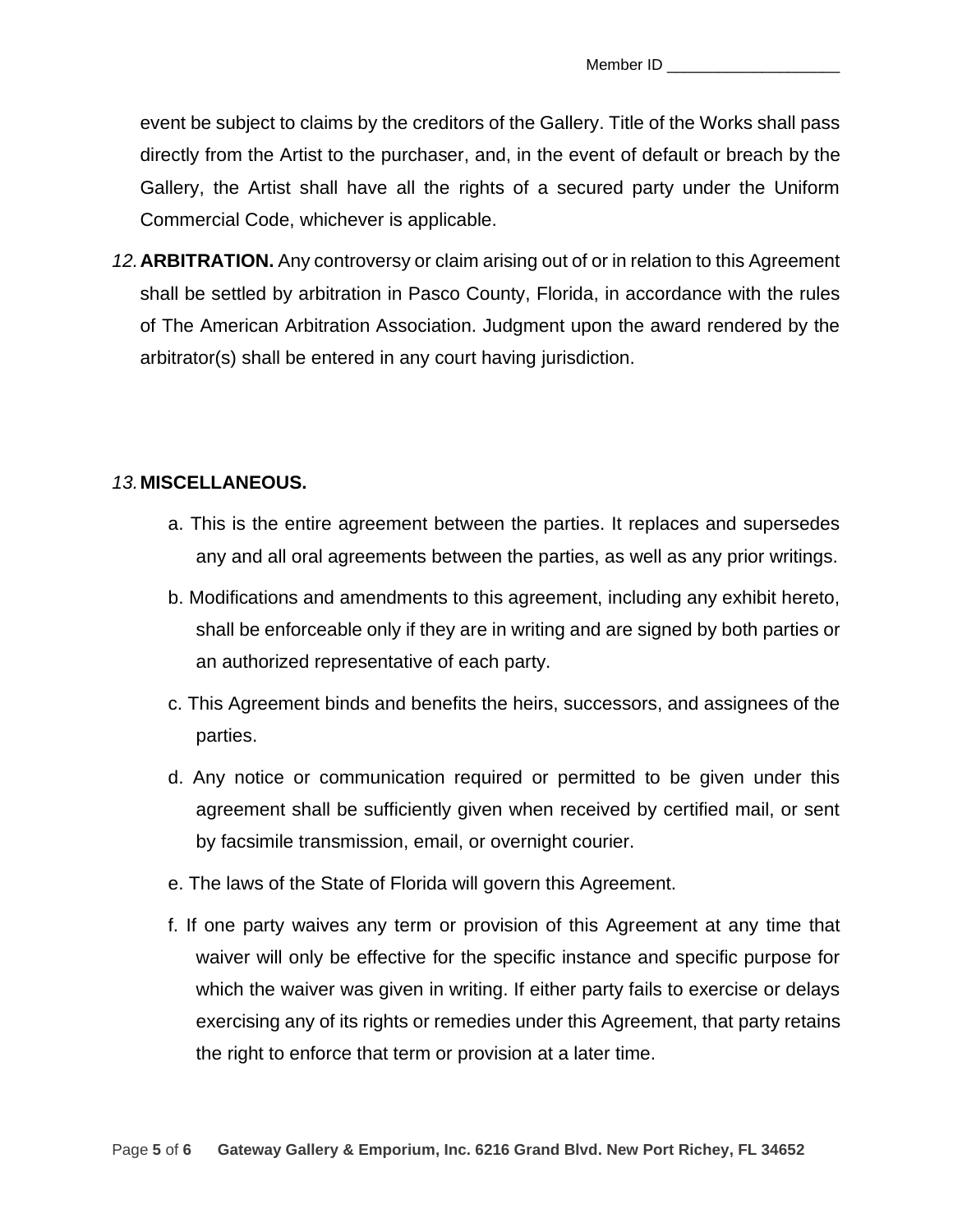event be subject to claims by the creditors of the Gallery. Title of the Works shall pass directly from the Artist to the purchaser, and, in the event of default or breach by the Gallery, the Artist shall have all the rights of a secured party under the Uniform Commercial Code, whichever is applicable.

*12.* **ARBITRATION.** Any controversy or claim arising out of or in relation to this Agreement shall be settled by arbitration in Pasco County, Florida, in accordance with the rules of The American Arbitration Association. Judgment upon the award rendered by the arbitrator(s) shall be entered in any court having jurisdiction.

*13.* **MISCELLANEOUS.**

a. This is the entire agreement between the parties. It replaces and supersedes any and all oral agreements between the parties, as well as any prior writings.

b. Modifications and amendments to this agreement, including any exhibit hereto, shall be enforceable only if they are in writing and are signed by both parties or an authorized representative of each party.

c. This Agreement binds and benefits the heirs, successors, and assignees of the parties.

d. Any notice or communication required or permitted to be given under this agreement shall be sufficiently given when received by certified mail, or sent by facsimile transmission, email, or overnight courier.

e. The laws of the State of Florida will govern this Agreement.

f. If one party waives any term or provision of this Agreement at any time that waiver will only be effective for the specific instance and specific purpose for which the waiver was given in writing. If either party fails to exercise or delays exercising any of its rights or remedies under this Agreement, that party retains the right to enforce that term or provision at a later time.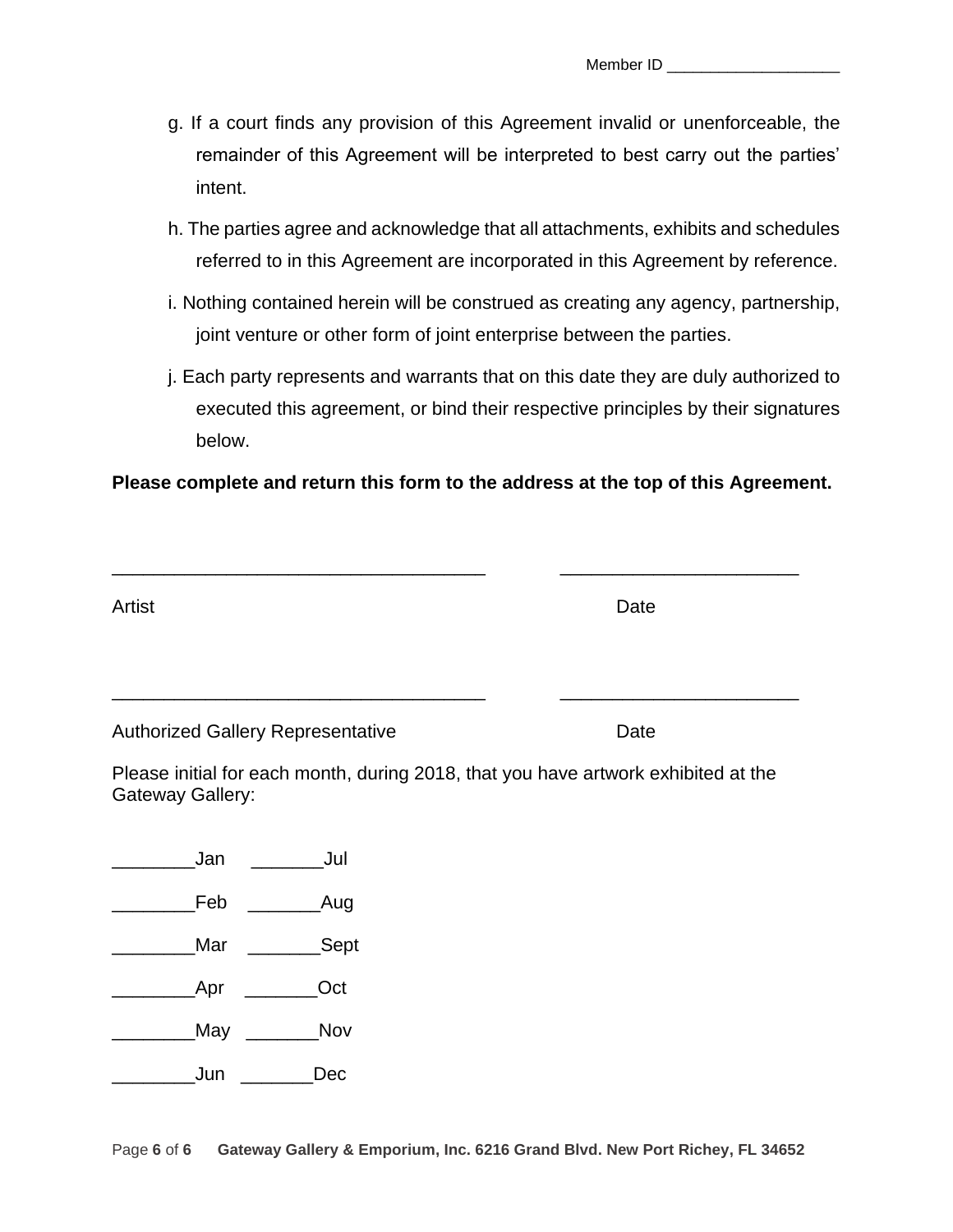Member ID ____________________

g. If a court finds any provision of this Agreement invalid or unenforceable, the remainder of this Agreement will be interpreted to best carry out the parties' intent.

h. The parties agree and acknowledge that all attachments, exhibits and schedules referred to in this Agreement are incorporated in this Agreement by reference.

i. Nothing contained herein will be construed as creating any agency, partnership, joint venture or other form of joint enterprise between the parties.

j. Each party represents and warrants that on this date they are duly authorized to executed this agreement, or bind their respective principles by their signatures below.

**Please complete and return this form to the address at the top of this Agreement.**

____________________________________ ______________________

Artist Date

____________________________________ ______________________

Authorized Gallery Representative Date

Please initial for each month, during 2018, that you have artwork exhibited at the Gateway Gallery:

________Jan _______Jul

________Feb _______Aug

________Mar _______Sept

________Apr _______Oct

________May _______Nov

________Jun _______Dec